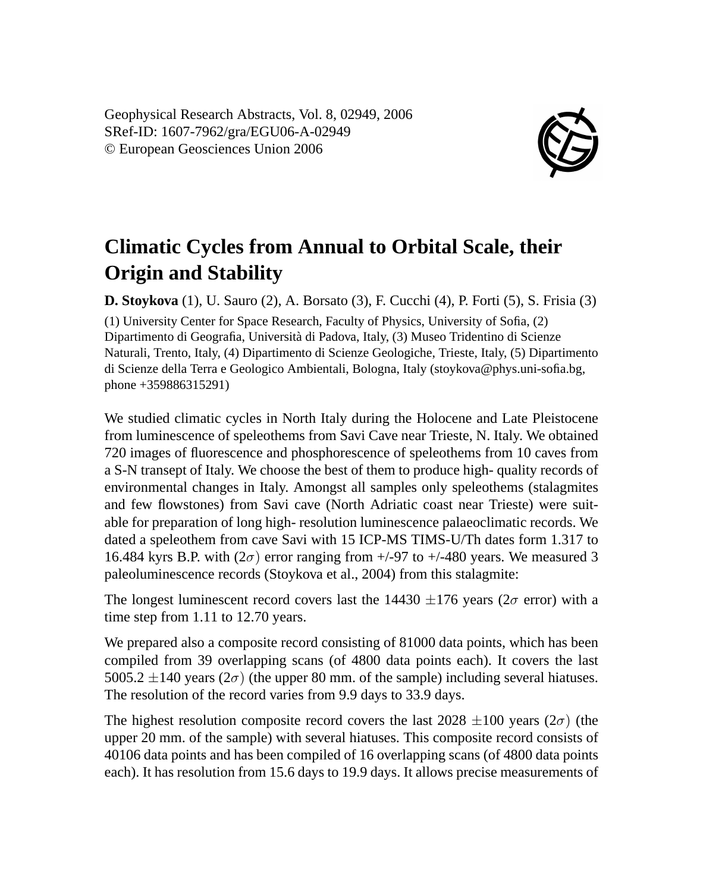Geophysical Research Abstracts, Vol. 8, 02949, 2006
SRef-ID: 1607-7962/gra/EGU06-A-02949
© European Geosciences Union 2006

# Climatic Cycles from Annual to Orbital Scale, their Origin and Stability

**D. Stoykova** (1), U. Sauro (2), A. Borsato (3), F. Cucchi (4), P. Forti (5), S. Frisia (3)

(1) University Center for Space Research, Faculty of Physics, University of Sofia, (2) Dipartimento di Geografia, Università di Padova, Italy, (3) Museo Tridentino di Scienze Naturali, Trento, Italy, (4) Dipartimento di Scienze Geologiche, Trieste, Italy, (5) Dipartimento di Scienze della Terra e Geologico Ambientali, Bologna, Italy (stoykova@phys.uni-sofia.bg, phone +359886315291)

We studied climatic cycles in North Italy during the Holocene and Late Pleistocene from luminescence of speleothems from Savi Cave near Trieste, N. Italy. We obtained 720 images of fluorescence and phosphorescence of speleothems from 10 caves from a S-N transept of Italy. We choose the best of them to produce high- quality records of environmental changes in Italy. Amongst all samples only speleothems (stalagmites and few flowstones) from Savi cave (North Adriatic coast near Trieste) were suitable for preparation of long high- resolution luminescence palaeoclimatic records. We dated a speleothem from cave Savi with 15 ICP-MS TIMS-U/Th dates form 1.317 to 16.484 kyrs B.P. with $(2\sigma)$ error ranging from +/-97 to +/-480 years. We measured 3 paleoluminescence records (Stoykova et al., 2004) from this stalagmite:

The longest luminescent record covers last the 14430 $\pm$176 years ($2\sigma$ error) with a time step from 1.11 to 12.70 years.

We prepared also a composite record consisting of 81000 data points, which has been compiled from 39 overlapping scans (of 4800 data points each). It covers the last 5005.2 $\pm$140 years $(2\sigma)$ (the upper 80 mm. of the sample) including several hiatuses. The resolution of the record varies from 9.9 days to 33.9 days.

The highest resolution composite record covers the last 2028 $\pm$100 years $(2\sigma)$ (the upper 20 mm. of the sample) with several hiatuses. This composite record consists of 40106 data points and has been compiled of 16 overlapping scans (of 4800 data points each). It has resolution from 15.6 days to 19.9 days. It allows precise measurements of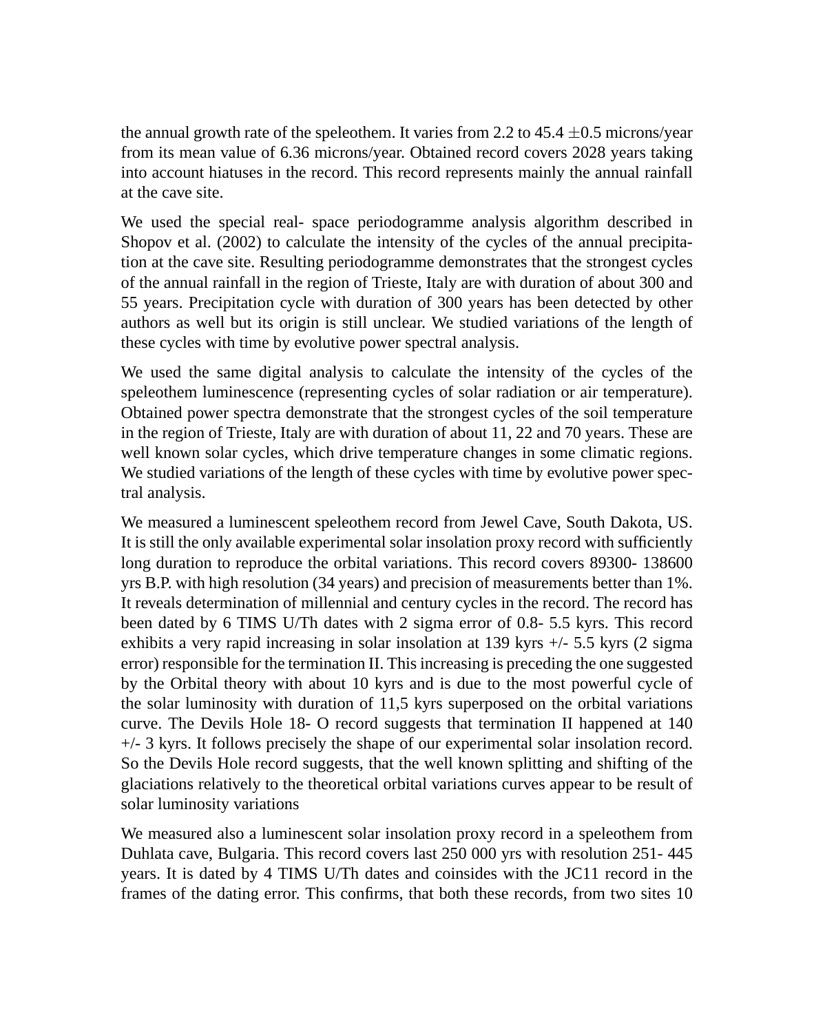the annual growth rate of the speleothem. It varies from 2.2 to 45.4 $\pm$0.5 microns/year from its mean value of 6.36 microns/year. Obtained record covers 2028 years taking into account hiatuses in the record. This record represents mainly the annual rainfall at the cave site.

We used the special real- space periodogramme analysis algorithm described in Shopov et al. (2002) to calculate the intensity of the cycles of the annual precipitation at the cave site. Resulting periodogramme demonstrates that the strongest cycles of the annual rainfall in the region of Trieste, Italy are with duration of about 300 and 55 years. Precipitation cycle with duration of 300 years has been detected by other authors as well but its origin is still unclear. We studied variations of the length of these cycles with time by evolutive power spectral analysis.

We used the same digital analysis to calculate the intensity of the cycles of the speleothem luminescence (representing cycles of solar radiation or air temperature). Obtained power spectra demonstrate that the strongest cycles of the soil temperature in the region of Trieste, Italy are with duration of about 11, 22 and 70 years. These are well known solar cycles, which drive temperature changes in some climatic regions. We studied variations of the length of these cycles with time by evolutive power spectral analysis.

We measured a luminescent speleothem record from Jewel Cave, South Dakota, US. It is still the only available experimental solar insolation proxy record with sufficiently long duration to reproduce the orbital variations. This record covers 89300- 138600 yrs B.P. with high resolution (34 years) and precision of measurements better than 1%. It reveals determination of millennial and century cycles in the record. The record has been dated by 6 TIMS U/Th dates with 2 sigma error of 0.8- 5.5 kyrs. This record exhibits a very rapid increasing in solar insolation at 139 kyrs +/- 5.5 kyrs (2 sigma error) responsible for the termination II. This increasing is preceding the one suggested by the Orbital theory with about 10 kyrs and is due to the most powerful cycle of the solar luminosity with duration of 11,5 kyrs superposed on the orbital variations curve. The Devils Hole 18- O record suggests that termination II happened at 140 +/- 3 kyrs. It follows precisely the shape of our experimental solar insolation record. So the Devils Hole record suggests, that the well known splitting and shifting of the glaciations relatively to the theoretical orbital variations curves appear to be result of solar luminosity variations

We measured also a luminescent solar insolation proxy record in a speleothem from Duhlata cave, Bulgaria. This record covers last 250 000 yrs with resolution 251- 445 years. It is dated by 4 TIMS U/Th dates and coinsides with the JC11 record in the frames of the dating error. This confirms, that both these records, from two sites 10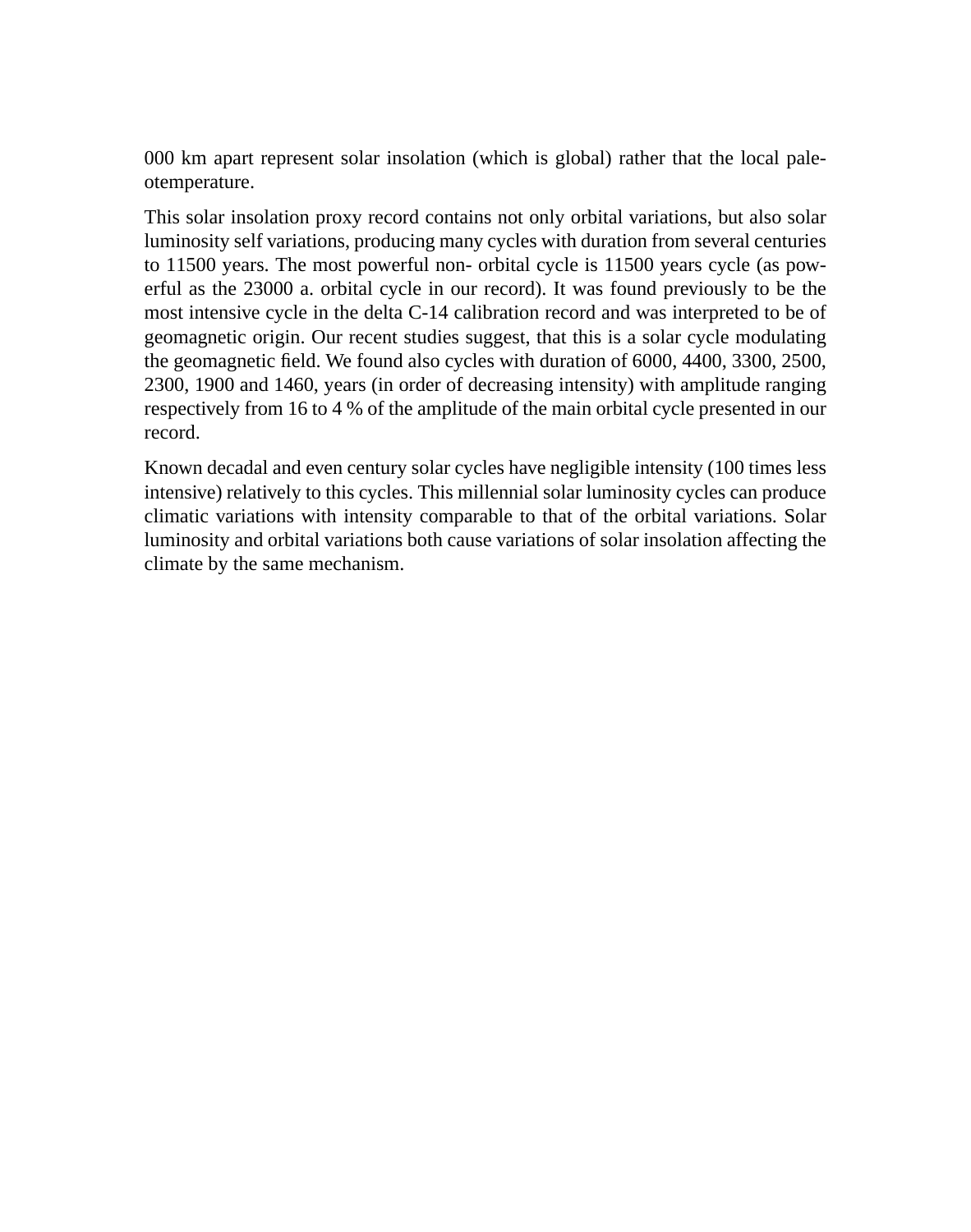000 km apart represent solar insolation (which is global) rather that the local paleotemperature.

This solar insolation proxy record contains not only orbital variations, but also solar luminosity self variations, producing many cycles with duration from several centuries to 11500 years. The most powerful non- orbital cycle is 11500 years cycle (as powerful as the 23000 a. orbital cycle in our record). It was found previously to be the most intensive cycle in the delta C-14 calibration record and was interpreted to be of geomagnetic origin. Our recent studies suggest, that this is a solar cycle modulating the geomagnetic field. We found also cycles with duration of 6000, 4400, 3300, 2500, 2300, 1900 and 1460, years (in order of decreasing intensity) with amplitude ranging respectively from 16 to 4 % of the amplitude of the main orbital cycle presented in our record.

Known decadal and even century solar cycles have negligible intensity (100 times less intensive) relatively to this cycles. This millennial solar luminosity cycles can produce climatic variations with intensity comparable to that of the orbital variations. Solar luminosity and orbital variations both cause variations of solar insolation affecting the climate by the same mechanism.